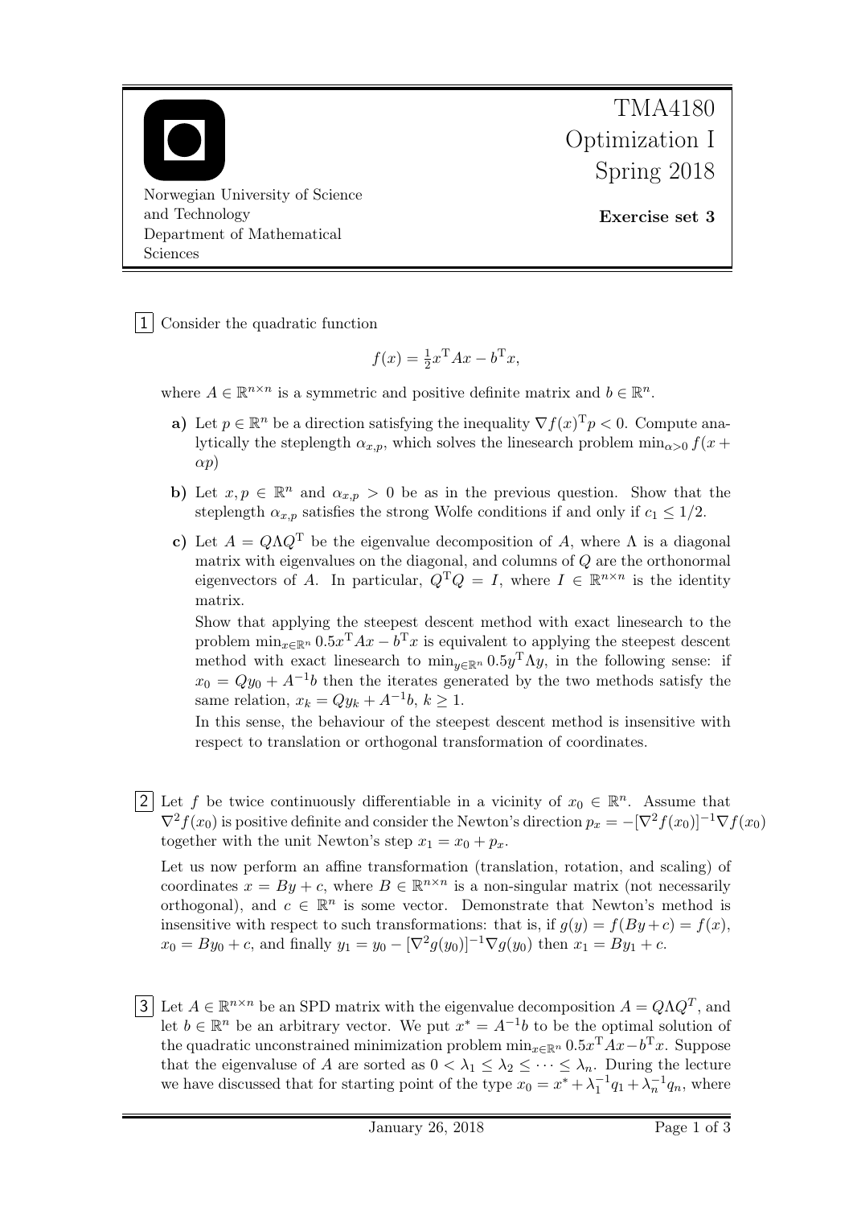Norwegian University of Science and Technology
Department of Mathematical Sciences

# TMA4180 Optimization I Spring 2018

**Exercise set 3**

**1** Consider the quadratic function

$$f(x) = \tfrac{1}{2}x^{\mathrm{T}}Ax - b^{\mathrm{T}}x,$$

where $A \in \mathbb{R}^{n\times n}$ is a symmetric and positive definite matrix and $b \in \mathbb{R}^n$.

**a)** Let $p \in \mathbb{R}^n$ be a direction satisfying the inequality $\nabla f(x)^{\mathrm{T}}p < 0$. Compute analytically the steplength $\alpha_{x,p}$, which solves the linesearch problem $\min_{\alpha>0} f(x + \alpha p)$

**b)** Let $x, p \in \mathbb{R}^n$ and $\alpha_{x,p} > 0$ be as in the previous question. Show that the steplength $\alpha_{x,p}$ satisfies the strong Wolfe conditions if and only if $c_1 \leq 1/2$.

**c)** Let $A = Q\Lambda Q^{\mathrm{T}}$ be the eigenvalue decomposition of $A$, where $\Lambda$ is a diagonal matrix with eigenvalues on the diagonal, and columns of $Q$ are the orthonormal eigenvectors of $A$. In particular, $Q^{\mathrm{T}}Q = I$, where $I \in \mathbb{R}^{n\times n}$ is the identity matrix.

Show that applying the steepest descent method with exact linesearch to the problem $\min_{x\in\mathbb{R}^n} 0.5x^{\mathrm{T}}Ax - b^{\mathrm{T}}x$ is equivalent to applying the steepest descent method with exact linesearch to $\min_{y\in\mathbb{R}^n} 0.5y^{\mathrm{T}}\Lambda y$, in the following sense: if $x_0 = Qy_0 + A^{-1}b$ then the iterates generated by the two methods satisfy the same relation, $x_k = Qy_k + A^{-1}b$, $k \geq 1$.

In this sense, the behaviour of the steepest descent method is insensitive with respect to translation or orthogonal transformation of coordinates.

**2** Let $f$ be twice continuously differentiable in a vicinity of $x_0 \in \mathbb{R}^n$. Assume that $\nabla^2 f(x_0)$ is positive definite and consider the Newton's direction $p_x = -[\nabla^2 f(x_0)]^{-1}\nabla f(x_0)$ together with the unit Newton's step $x_1 = x_0 + p_x$.

Let us now perform an affine transformation (translation, rotation, and scaling) of coordinates $x = By + c$, where $B \in \mathbb{R}^{n\times n}$ is a non-singular matrix (not necessarily orthogonal), and $c \in \mathbb{R}^n$ is some vector. Demonstrate that Newton's method is insensitive with respect to such transformations: that is, if $g(y) = f(By + c) = f(x)$, $x_0 = By_0 + c$, and finally $y_1 = y_0 - [\nabla^2 g(y_0)]^{-1}\nabla g(y_0)$ then $x_1 = By_1 + c$.

**3** Let $A \in \mathbb{R}^{n\times n}$ be an SPD matrix with the eigenvalue decomposition $A = Q\Lambda Q^T$, and let $b \in \mathbb{R}^n$ be an arbitrary vector. We put $x^* = A^{-1}b$ to be the optimal solution of the quadratic unconstrained minimization problem $\min_{x\in\mathbb{R}^n} 0.5x^{\mathrm{T}}Ax - b^{\mathrm{T}}x$. Suppose that the eigenvaluse of $A$ are sorted as $0 < \lambda_1 \leq \lambda_2 \leq \cdots \leq \lambda_n$. During the lecture we have discussed that for starting point of the type $x_0 = x^* + \lambda_1^{-1}q_1 + \lambda_n^{-1}q_n$, where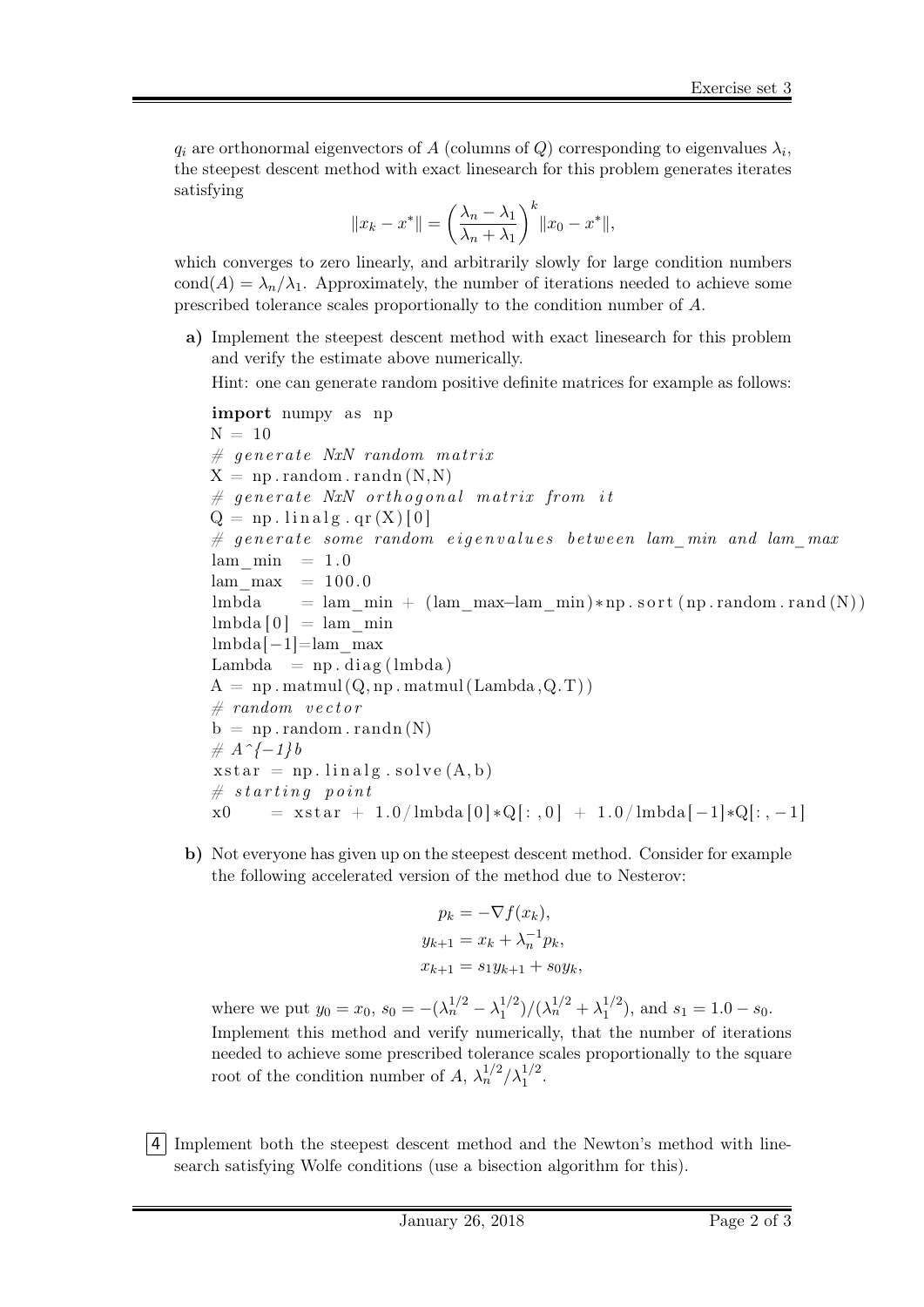$q_i$ are orthonormal eigenvectors of $A$ (columns of $Q$) corresponding to eigenvalues $\lambda_i$, the steepest descent method with exact linesearch for this problem generates iterates satisfying

$$\|x_k - x^*\| = \left(\frac{\lambda_n - \lambda_1}{\lambda_n + \lambda_1}\right)^k \|x_0 - x^*\|,$$

which converges to zero linearly, and arbitrarily slowly for large condition numbers $\text{cond}(A) = \lambda_n/\lambda_1$. Approximately, the number of iterations needed to achieve some prescribed tolerance scales proportionally to the condition number of $A$.

**a)** Implement the steepest descent method with exact linesearch for this problem and verify the estimate above numerically.

Hint: one can generate random positive definite matrices for example as follows:

```
import numpy as np
N = 10
# generate NxN random matrix
X = np.random.randn(N,N)
# generate NxN orthogonal matrix from it
Q = np.linalg.qr(X)[0]
# generate some random eigenvalues between lam_min and lam_max
lam_min  = 1.0
lam_max  = 100.0
lmbda    = lam_min + (lam_max-lam_min)*np.sort(np.random.rand(N))
lmbda[0] = lam_min
lmbda[-1]=lam_max
Lambda   = np.diag(lmbda)
A = np.matmul(Q,np.matmul(Lambda,Q.T))
# random vector
b = np.random.randn(N)
# A^{-1}b
xstar = np.linalg.solve(A,b)
# starting point
x0     = xstar + 1.0/lmbda[0]*Q[:,0] + 1.0/lmbda[-1]*Q[:,-1]
```

**b)** Not everyone has given up on the steepest descent method. Consider for example the following accelerated version of the method due to Nesterov:

$$p_k = -\nabla f(x_k),$$
$$y_{k+1} = x_k + \lambda_n^{-1} p_k,$$
$$x_{k+1} = s_1 y_{k+1} + s_0 y_k,$$

where we put $y_0 = x_0$, $s_0 = -(\lambda_n^{1/2} - \lambda_1^{1/2})/(\lambda_n^{1/2} + \lambda_1^{1/2})$, and $s_1 = 1.0 - s_0$. Implement this method and verify numerically, that the number of iterations needed to achieve some prescribed tolerance scales proportionally to the square root of the condition number of $A$, $\lambda_n^{1/2}/\lambda_1^{1/2}$.

**4** Implement both the steepest descent method and the Newton's method with linesearch satisfying Wolfe conditions (use a bisection algorithm for this).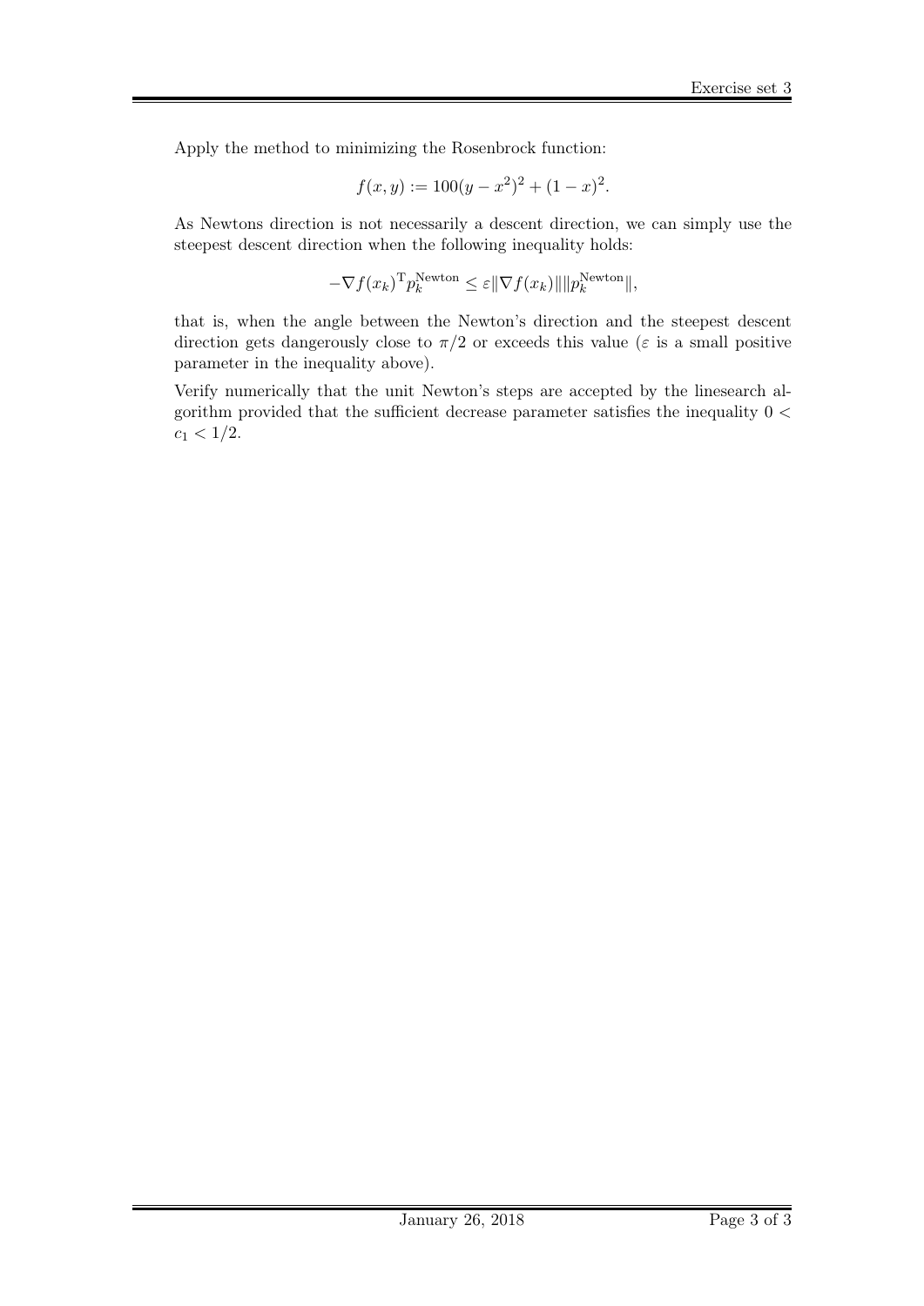Apply the method to minimizing the Rosenbrock function:

$$f(x, y) := 100(y - x^2)^2 + (1 - x)^2.$$

As Newtons direction is not necessarily a descent direction, we can simply use the steepest descent direction when the following inequality holds:

$$-\nabla f(x_k)^{\mathrm{T}} p_k^{\mathrm{Newton}} \leq \varepsilon \|\nabla f(x_k)\| \|p_k^{\mathrm{Newton}}\|,$$

that is, when the angle between the Newton's direction and the steepest descent direction gets dangerously close to $\pi/2$ or exceeds this value ($\varepsilon$ is a small positive parameter in the inequality above).

Verify numerically that the unit Newton's steps are accepted by the linesearch algorithm provided that the sufficient decrease parameter satisfies the inequality $0 < c_1 < 1/2$.